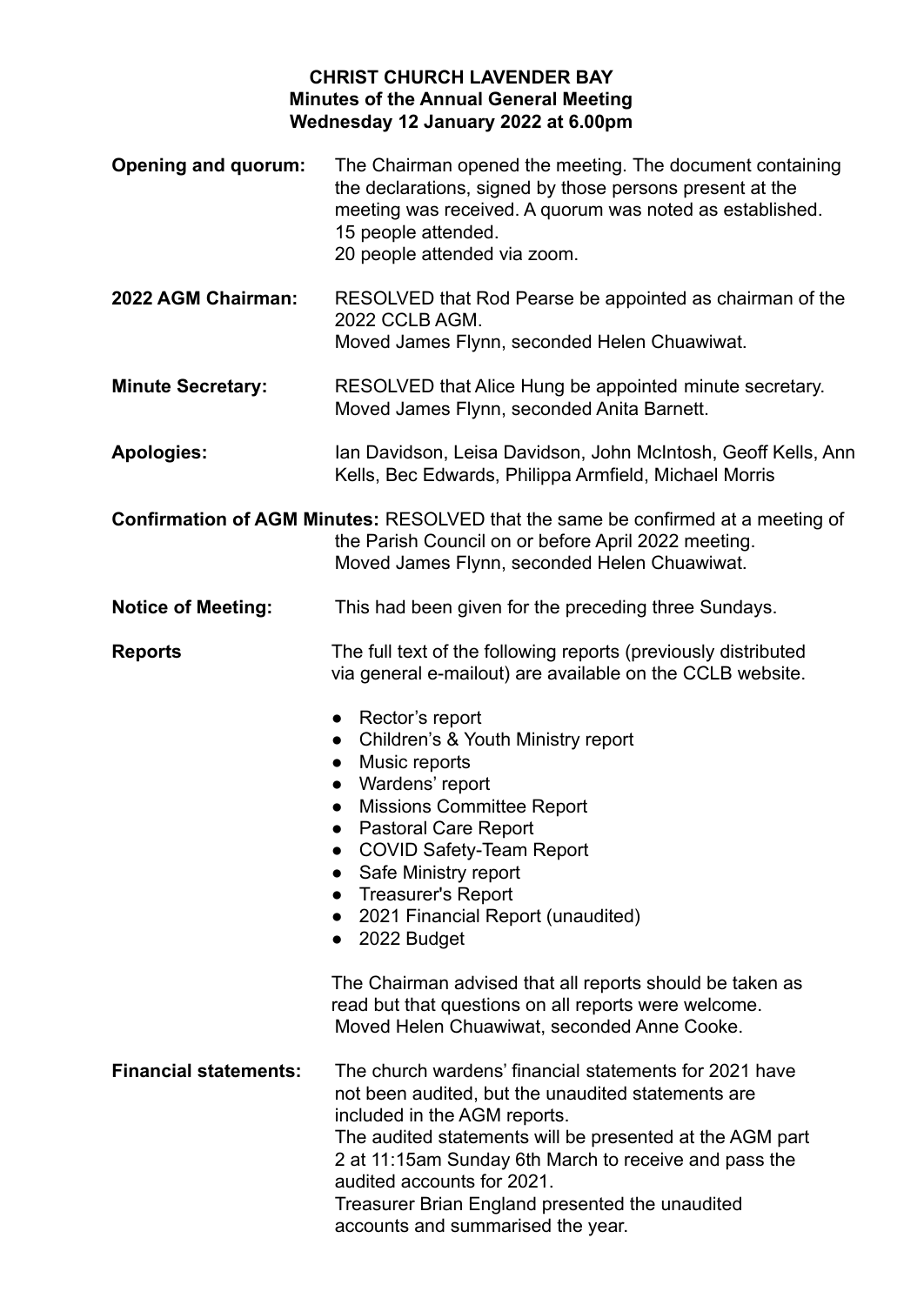# CHRIST CHURCH LAVENDER BAY
## Minutes of the Annual General Meeting
### Wednesday 12 January 2022 at 6.00pm

**Opening and quorum:** The Chairman opened the meeting. The document containing the declarations, signed by those persons present at the meeting was received. A quorum was noted as established.
15 people attended.
20 people attended via zoom.

**2022 AGM Chairman:** RESOLVED that Rod Pearse be appointed as chairman of the 2022 CCLB AGM.
Moved James Flynn, seconded Helen Chuawiwat.

**Minute Secretary:** RESOLVED that Alice Hung be appointed minute secretary.
Moved James Flynn, seconded Anita Barnett.

**Apologies:** Ian Davidson, Leisa Davidson, John McIntosh, Geoff Kells, Ann Kells, Bec Edwards, Philippa Armfield, Michael Morris

**Confirmation of AGM Minutes:** RESOLVED that the same be confirmed at a meeting of the Parish Council on or before April 2022 meeting.
Moved James Flynn, seconded Helen Chuawiwat.

**Notice of Meeting:** This had been given for the preceding three Sundays.

**Reports** The full text of the following reports (previously distributed via general e-mailout) are available on the CCLB website.

- Rector's report
- Children's & Youth Ministry report
- Music reports
- Wardens' report
- Missions Committee Report
- Pastoral Care Report
- COVID Safety-Team Report
- Safe Ministry report
- Treasurer's Report
- 2021 Financial Report (unaudited)
- 2022 Budget

The Chairman advised that all reports should be taken as read but that questions on all reports were welcome.
Moved Helen Chuawiwat, seconded Anne Cooke.

**Financial statements:** The church wardens' financial statements for 2021 have not been audited, but the unaudited statements are included in the AGM reports.
The audited statements will be presented at the AGM part 2 at 11:15am Sunday 6th March to receive and pass the audited accounts for 2021.
Treasurer Brian England presented the unaudited accounts and summarised the year.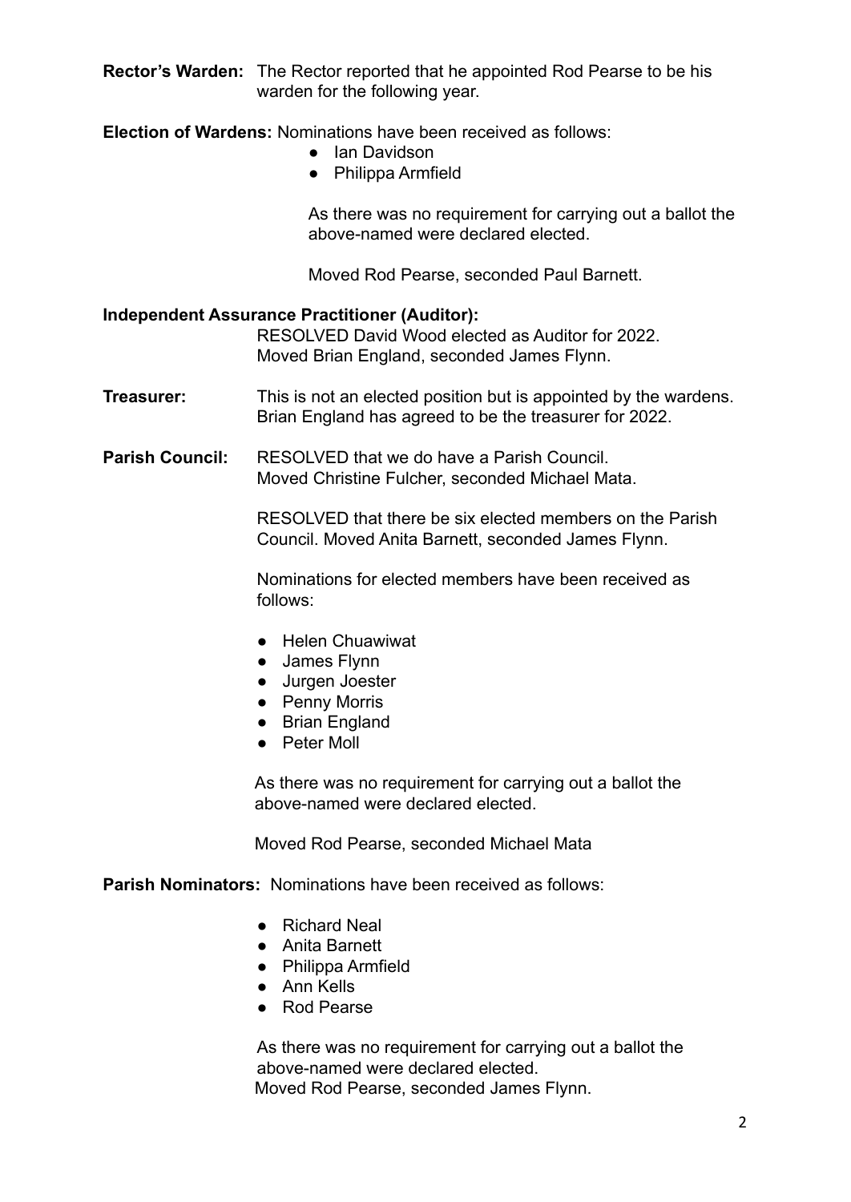**Rector's Warden:** The Rector reported that he appointed Rod Pearse to be his warden for the following year.

**Election of Wardens:** Nominations have been received as follows:

- Ian Davidson
- Philippa Armfield

As there was no requirement for carrying out a ballot the above-named were declared elected.

Moved Rod Pearse, seconded Paul Barnett.

**Independent Assurance Practitioner (Auditor):**

RESOLVED David Wood elected as Auditor for 2022.
Moved Brian England, seconded James Flynn.

**Treasurer:** This is not an elected position but is appointed by the wardens. Brian England has agreed to be the treasurer for 2022.

**Parish Council:** RESOLVED that we do have a Parish Council.
Moved Christine Fulcher, seconded Michael Mata.

RESOLVED that there be six elected members on the Parish Council. Moved Anita Barnett, seconded James Flynn.

Nominations for elected members have been received as follows:

- Helen Chuawiwat
- James Flynn
- Jurgen Joester
- Penny Morris
- Brian England
- Peter Moll

As there was no requirement for carrying out a ballot the above-named were declared elected.

Moved Rod Pearse, seconded Michael Mata

**Parish Nominators:** Nominations have been received as follows:

- Richard Neal
- Anita Barnett
- Philippa Armfield
- Ann Kells
- Rod Pearse

As there was no requirement for carrying out a ballot the above-named were declared elected.
Moved Rod Pearse, seconded James Flynn.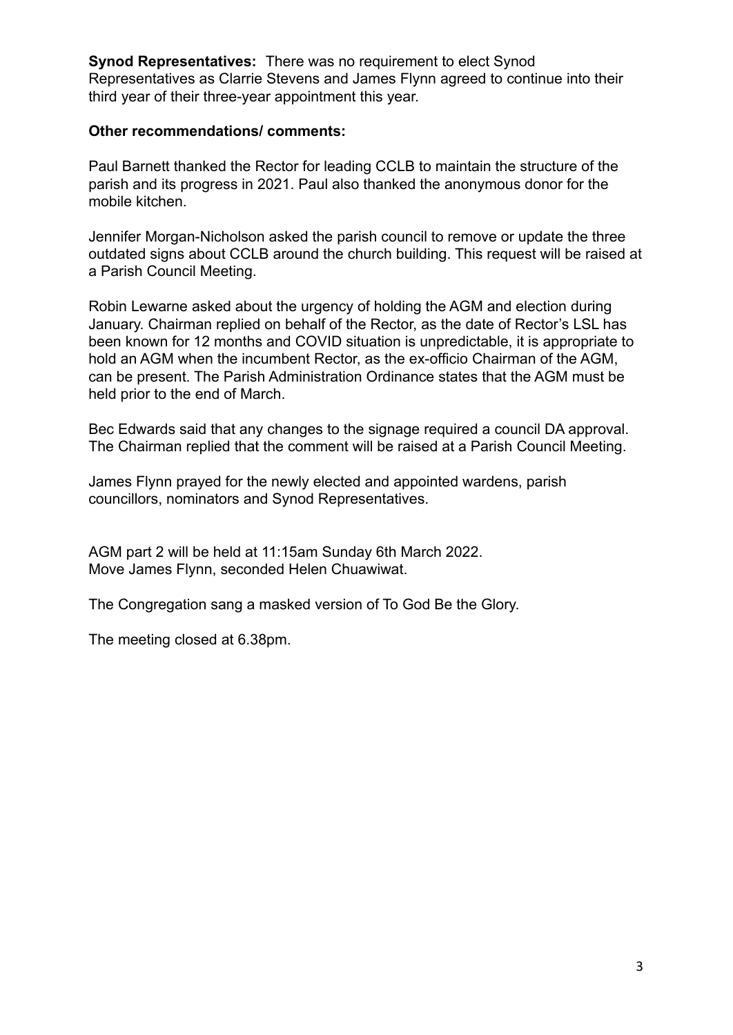**Synod Representatives:** There was no requirement to elect Synod Representatives as Clarrie Stevens and James Flynn agreed to continue into their third year of their three-year appointment this year.

**Other recommendations/ comments:**

Paul Barnett thanked the Rector for leading CCLB to maintain the structure of the parish and its progress in 2021. Paul also thanked the anonymous donor for the mobile kitchen.

Jennifer Morgan-Nicholson asked the parish council to remove or update the three outdated signs about CCLB around the church building. This request will be raised at a Parish Council Meeting.

Robin Lewarne asked about the urgency of holding the AGM and election during January. Chairman replied on behalf of the Rector, as the date of Rector's LSL has been known for 12 months and COVID situation is unpredictable, it is appropriate to hold an AGM when the incumbent Rector, as the ex-officio Chairman of the AGM, can be present. The Parish Administration Ordinance states that the AGM must be held prior to the end of March.

Bec Edwards said that any changes to the signage required a council DA approval. The Chairman replied that the comment will be raised at a Parish Council Meeting.

James Flynn prayed for the newly elected and appointed wardens, parish councillors, nominators and Synod Representatives.

AGM part 2 will be held at 11:15am Sunday 6th March 2022.
Move James Flynn, seconded Helen Chuawiwat.

The Congregation sang a masked version of To God Be the Glory.

The meeting closed at 6.38pm.